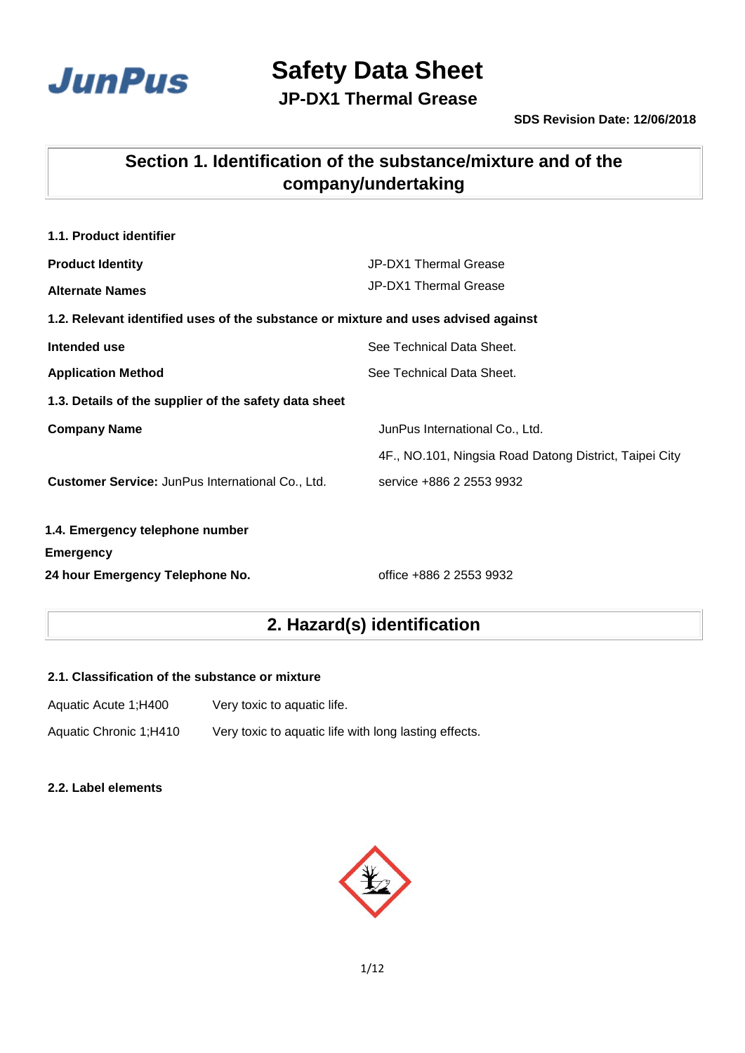# Safety Data Sheet

## JP-DX1 Thermal Grease

**SDS Revision Date: 12/06/2018**

## Section 1. Identification of the substance/mixture and of the company/undertaking

**1.1. Product identifier**

| | |
|---|---|
| **Product Identity** | JP-DX1 Thermal Grease |
| **Alternate Names** | JP-DX1 Thermal Grease |

**1.2. Relevant identified uses of the substance or mixture and uses advised against**

| | |
|---|---|
| **Intended use** | See Technical Data Sheet. |
| **Application Method** | See Technical Data Sheet. |

**1.3. Details of the supplier of the safety data sheet**

| | |
|---|---|
| **Company Name** | JunPus International Co., Ltd. |
| | 4F., NO.101, Ningsia Road Datong District, Taipei City |
| **Customer Service:** JunPus International Co., Ltd. | service +886 2 2553 9932 |

**1.4. Emergency telephone number**

**Emergency**

| | |
|---|---|
| **24 hour Emergency Telephone No.** | office +886 2 2553 9932 |

## 2. Hazard(s) identification

**2.1. Classification of the substance or mixture**

| | |
|---|---|
| Aquatic Acute 1;H400 | Very toxic to aquatic life. |
| Aquatic Chronic 1;H410 | Very toxic to aquatic life with long lasting effects. |

**2.2. Label elements**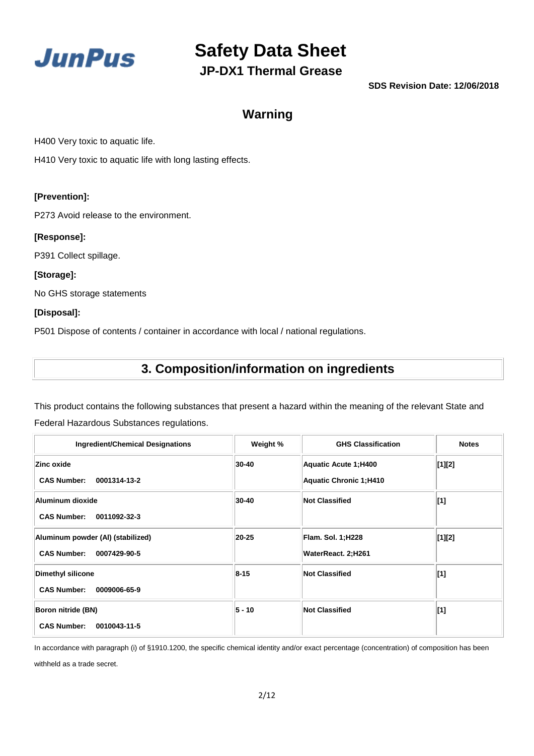# Safety Data Sheet

## JP-DX1 Thermal Grease

**SDS Revision Date: 12/06/2018**

## Warning

H400 Very toxic to aquatic life.

H410 Very toxic to aquatic life with long lasting effects.

**[Prevention]:**

P273 Avoid release to the environment.

**[Response]:**

P391 Collect spillage.

**[Storage]:**

No GHS storage statements

**[Disposal]:**

P501 Dispose of contents / container in accordance with local / national regulations.

## 3. Composition/information on ingredients

This product contains the following substances that present a hazard within the meaning of the relevant State and Federal Hazardous Substances regulations.

| Ingredient/Chemical Designations | Weight % | GHS Classification | Notes |
|---|---|---|---|
| **Zinc oxide**<br>**CAS Number: 0001314-13-2** | **30-40** | **Aquatic Acute 1;H400**<br>**Aquatic Chronic 1;H410** | **[1][2]** |
| **Aluminum dioxide**<br>**CAS Number: 0011092-32-3** | **30-40** | **Not Classified** | **[1]** |
| **Aluminum powder (Al) (stabilized)**<br>**CAS Number: 0007429-90-5** | **20-25** | **Flam. Sol. 1;H228**<br>**WaterReact. 2;H261** | **[1][2]** |
| **Dimethyl silicone**<br>**CAS Number: 0009006-65-9** | **8-15** | **Not Classified** | **[1]** |
| **Boron nitride (BN)**<br>**CAS Number: 0010043-11-5** | **5 - 10** | **Not Classified** | **[1]** |

In accordance with paragraph (i) of §1910.1200, the specific chemical identity and/or exact percentage (concentration) of composition has been withheld as a trade secret.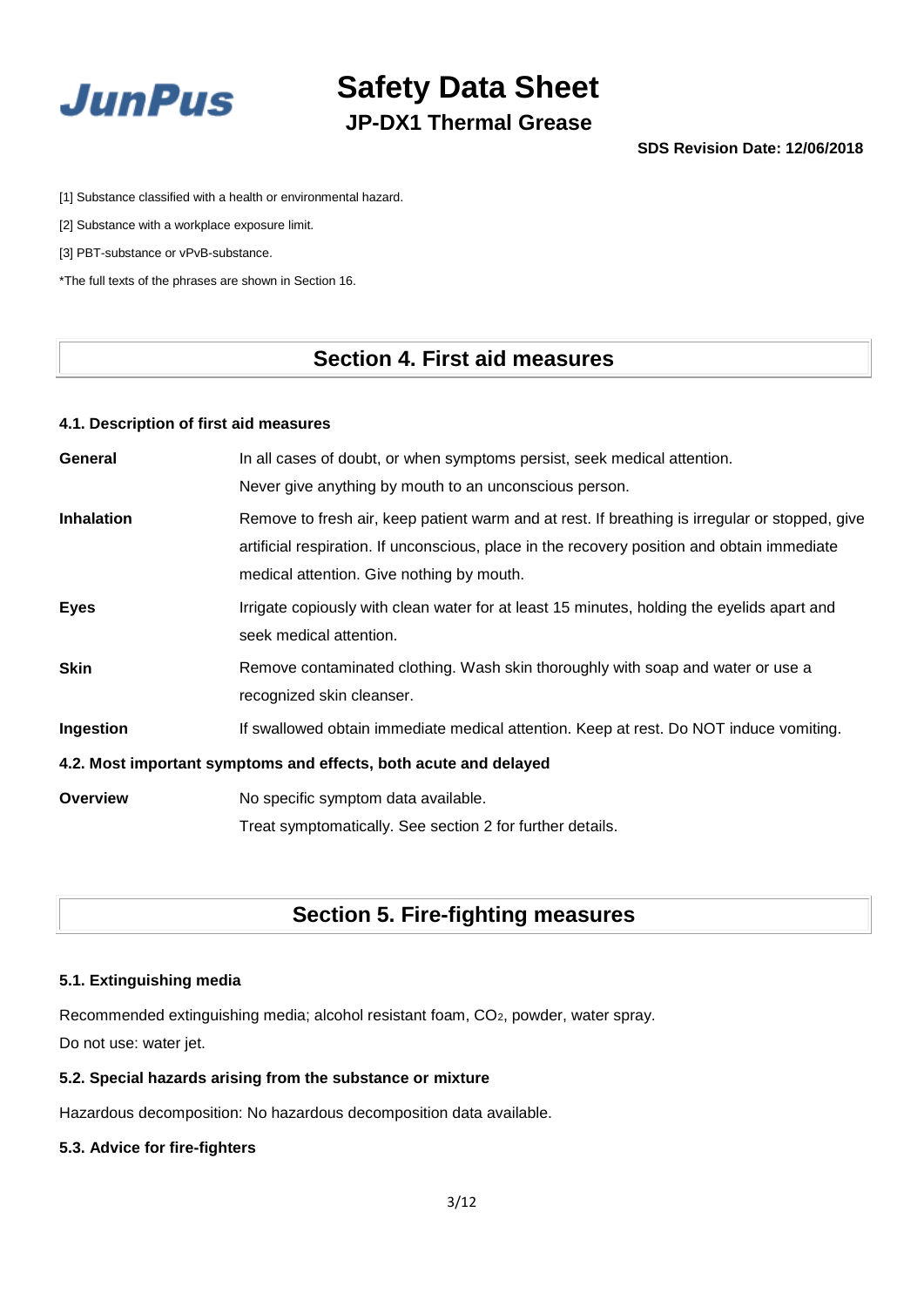[1] Substance classified with a health or environmental hazard.

[2] Substance with a workplace exposure limit.

[3] PBT-substance or vPvB-substance.

*The full texts of the phrases are shown in Section 16.

## Section 4. First aid measures

### 4.1. Description of first aid measures

**General** In all cases of doubt, or when symptoms persist, seek medical attention.
Never give anything by mouth to an unconscious person.

**Inhalation** Remove to fresh air, keep patient warm and at rest. If breathing is irregular or stopped, give artificial respiration. If unconscious, place in the recovery position and obtain immediate medical attention. Give nothing by mouth.

**Eyes** Irrigate copiously with clean water for at least 15 minutes, holding the eyelids apart and seek medical attention.

**Skin** Remove contaminated clothing. Wash skin thoroughly with soap and water or use a recognized skin cleanser.

**Ingestion** If swallowed obtain immediate medical attention. Keep at rest. Do NOT induce vomiting.

### 4.2. Most important symptoms and effects, both acute and delayed

**Overview** No specific symptom data available.
Treat symptomatically. See section 2 for further details.

## Section 5. Fire-fighting measures

### 5.1. Extinguishing media

Recommended extinguishing media; alcohol resistant foam, $CO_2$, powder, water spray.
Do not use: water jet.

### 5.2. Special hazards arising from the substance or mixture

Hazardous decomposition: No hazardous decomposition data available.

### 5.3. Advice for fire-fighters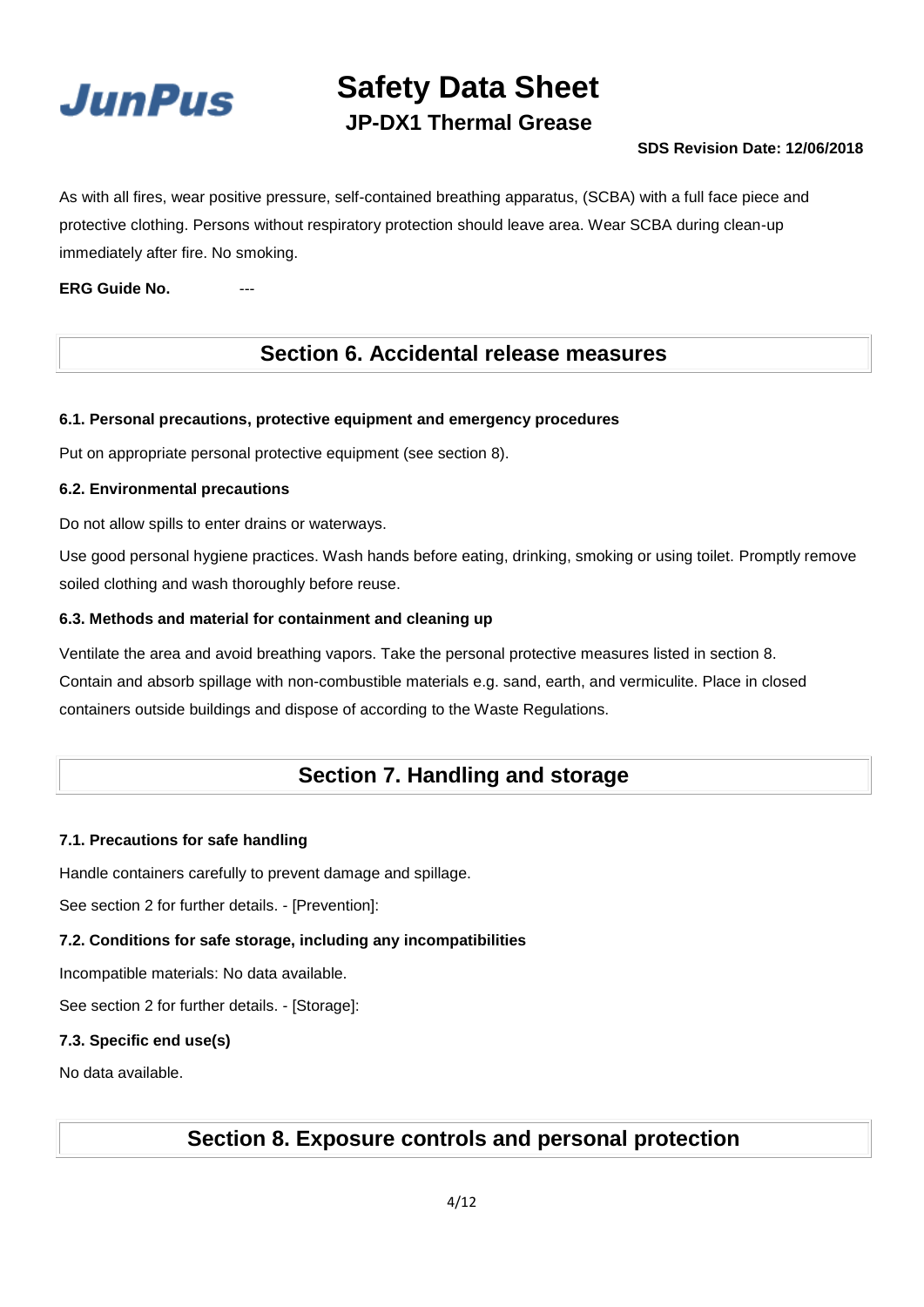As with all fires, wear positive pressure, self-contained breathing apparatus, (SCBA) with a full face piece and protective clothing. Persons without respiratory protection should leave area. Wear SCBA during clean-up immediately after fire. No smoking.

**ERG Guide No.** ---

## Section 6. Accidental release measures

### 6.1. Personal precautions, protective equipment and emergency procedures

Put on appropriate personal protective equipment (see section 8).

### 6.2. Environmental precautions

Do not allow spills to enter drains or waterways.

Use good personal hygiene practices. Wash hands before eating, drinking, smoking or using toilet. Promptly remove soiled clothing and wash thoroughly before reuse.

### 6.3. Methods and material for containment and cleaning up

Ventilate the area and avoid breathing vapors. Take the personal protective measures listed in section 8. Contain and absorb spillage with non-combustible materials e.g. sand, earth, and vermiculite. Place in closed containers outside buildings and dispose of according to the Waste Regulations.

## Section 7. Handling and storage

### 7.1. Precautions for safe handling

Handle containers carefully to prevent damage and spillage.

See section 2 for further details. - [Prevention]:

### 7.2. Conditions for safe storage, including any incompatibilities

Incompatible materials: No data available.

See section 2 for further details. - [Storage]:

### 7.3. Specific end use(s)

No data available.

## Section 8. Exposure controls and personal protection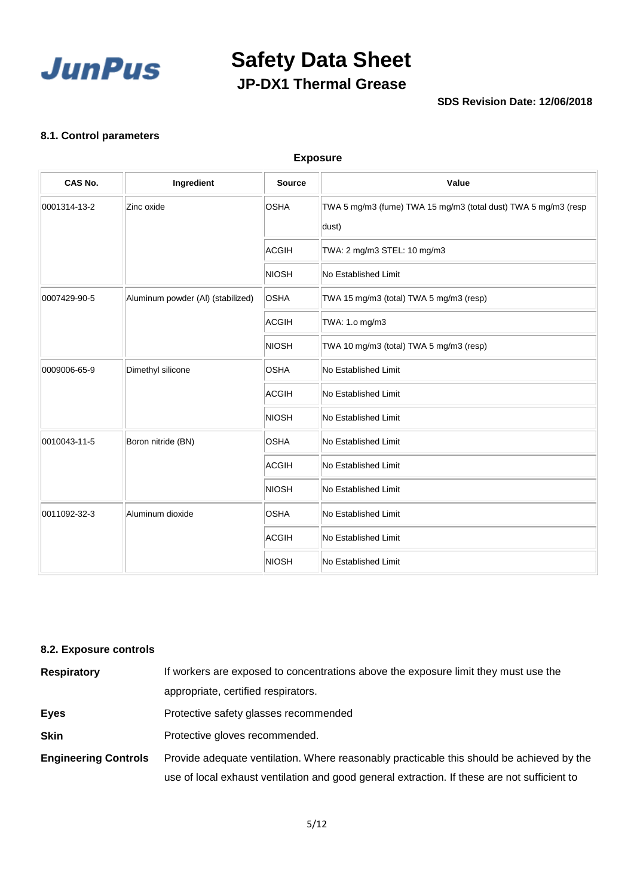### 8.1. Control parameters

**Exposure**

| CAS No. | Ingredient | Source | Value |
|---|---|---|---|
| 0001314-13-2 | Zinc oxide | OSHA | TWA 5 mg/m3 (fume) TWA 15 mg/m3 (total dust) TWA 5 mg/m3 (resp dust) |
| | | ACGIH | TWA: 2 mg/m3 STEL: 10 mg/m3 |
| | | NIOSH | No Established Limit |
| 0007429-90-5 | Aluminum powder (Al) (stabilized) | OSHA | TWA 15 mg/m3 (total) TWA 5 mg/m3 (resp) |
| | | ACGIH | TWA: 1.o mg/m3 |
| | | NIOSH | TWA 10 mg/m3 (total) TWA 5 mg/m3 (resp) |
| 0009006-65-9 | Dimethyl silicone | OSHA | No Established Limit |
| | | ACGIH | No Established Limit |
| | | NIOSH | No Established Limit |
| 0010043-11-5 | Boron nitride (BN) | OSHA | No Established Limit |
| | | ACGIH | No Established Limit |
| | | NIOSH | No Established Limit |
| 0011092-32-3 | Aluminum dioxide | OSHA | No Established Limit |
| | | ACGIH | No Established Limit |
| | | NIOSH | No Established Limit |

### 8.2. Exposure controls

**Respiratory** If workers are exposed to concentrations above the exposure limit they must use the appropriate, certified respirators.

**Eyes** Protective safety glasses recommended

**Skin** Protective gloves recommended.

**Engineering Controls** Provide adequate ventilation. Where reasonably practicable this should be achieved by the use of local exhaust ventilation and good general extraction. If these are not sufficient to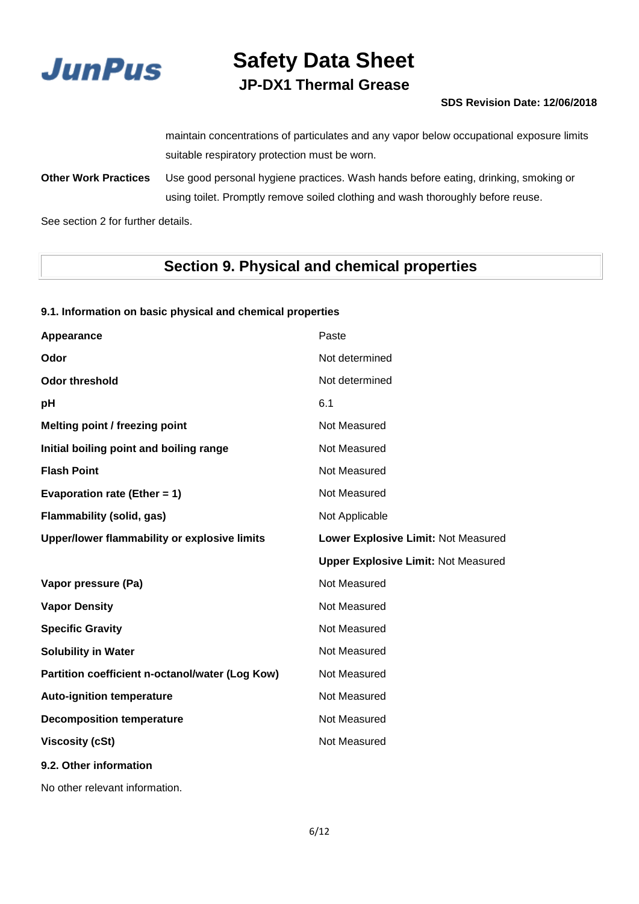maintain concentrations of particulates and any vapor below occupational exposure limits suitable respiratory protection must be worn.

**Other Work Practices** Use good personal hygiene practices. Wash hands before eating, drinking, smoking or using toilet. Promptly remove soiled clothing and wash thoroughly before reuse.

See section 2 for further details.

## Section 9. Physical and chemical properties

### 9.1. Information on basic physical and chemical properties

| Property | Value |
|---|---|
| **Appearance** | Paste |
| **Odor** | Not determined |
| **Odor threshold** | Not determined |
| **pH** | 6.1 |
| **Melting point / freezing point** | Not Measured |
| **Initial boiling point and boiling range** | Not Measured |
| **Flash Point** | Not Measured |
| **Evaporation rate (Ether = 1)** | Not Measured |
| **Flammability (solid, gas)** | Not Applicable |
| **Upper/lower flammability or explosive limits** | **Lower Explosive Limit:** Not Measured |
| | **Upper Explosive Limit:** Not Measured |
| **Vapor pressure (Pa)** | Not Measured |
| **Vapor Density** | Not Measured |
| **Specific Gravity** | Not Measured |
| **Solubility in Water** | Not Measured |
| **Partition coefficient n-octanol/water (Log Kow)** | Not Measured |
| **Auto-ignition temperature** | Not Measured |
| **Decomposition temperature** | Not Measured |
| **Viscosity (cSt)** | Not Measured |

### 9.2. Other information

No other relevant information.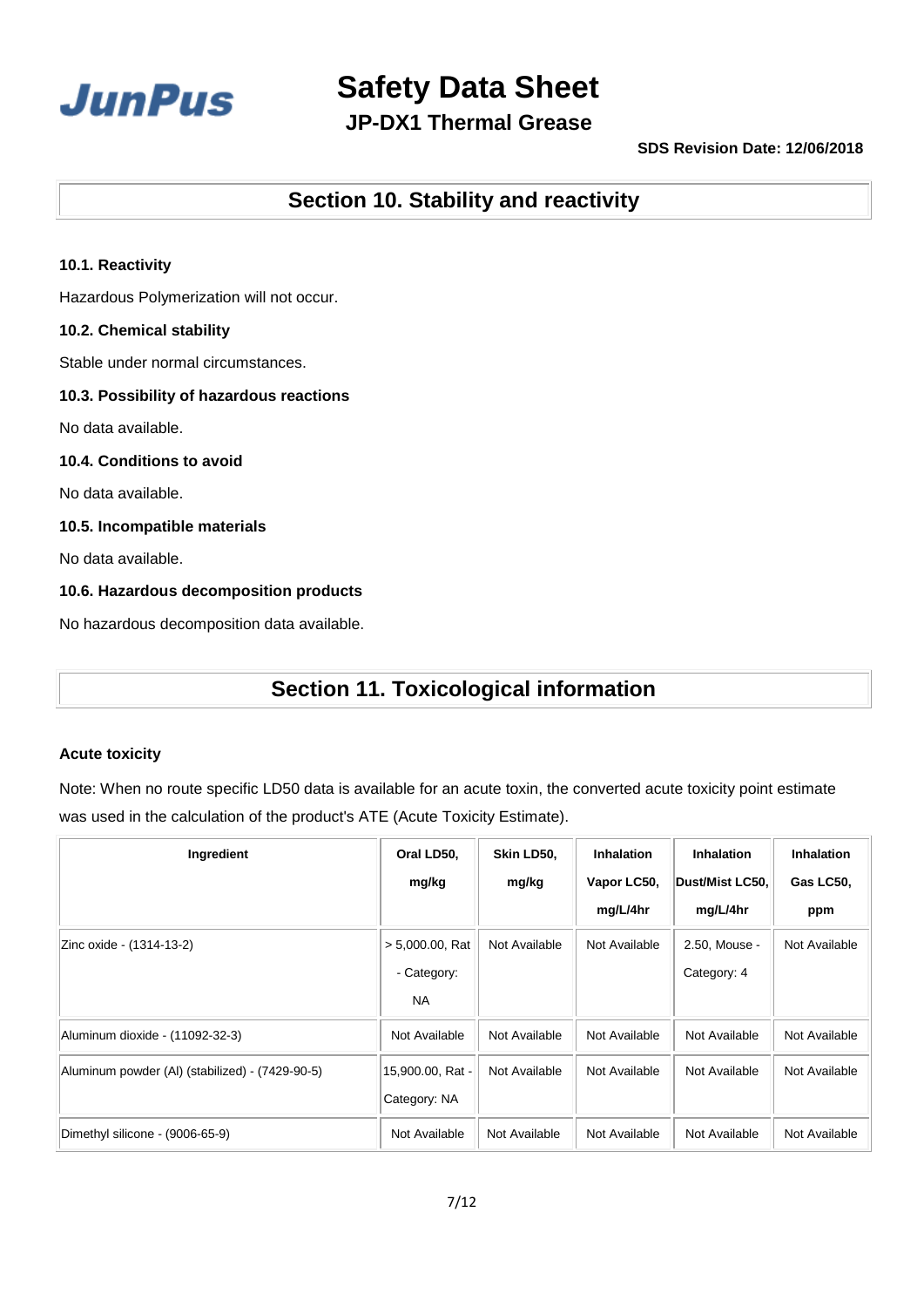## Section 10. Stability and reactivity

### 10.1. Reactivity

Hazardous Polymerization will not occur.

### 10.2. Chemical stability

Stable under normal circumstances.

### 10.3. Possibility of hazardous reactions

No data available.

### 10.4. Conditions to avoid

No data available.

### 10.5. Incompatible materials

No data available.

### 10.6. Hazardous decomposition products

No hazardous decomposition data available.

## Section 11. Toxicological information

### Acute toxicity

Note: When no route specific LD50 data is available for an acute toxin, the converted acute toxicity point estimate was used in the calculation of the product's ATE (Acute Toxicity Estimate).

| Ingredient | Oral LD50, mg/kg | Skin LD50, mg/kg | Inhalation Vapor LC50, mg/L/4hr | Inhalation Dust/Mist LC50, mg/L/4hr | Inhalation Gas LC50, ppm |
|---|---|---|---|---|---|
| Zinc oxide - (1314-13-2) | > 5,000.00, Rat - Category: NA | Not Available | Not Available | 2.50, Mouse - Category: 4 | Not Available |
| Aluminum dioxide - (11092-32-3) | Not Available | Not Available | Not Available | Not Available | Not Available |
| Aluminum powder (Al) (stabilized) - (7429-90-5) | 15,900.00, Rat - Category: NA | Not Available | Not Available | Not Available | Not Available |
| Dimethyl silicone - (9006-65-9) | Not Available | Not Available | Not Available | Not Available | Not Available |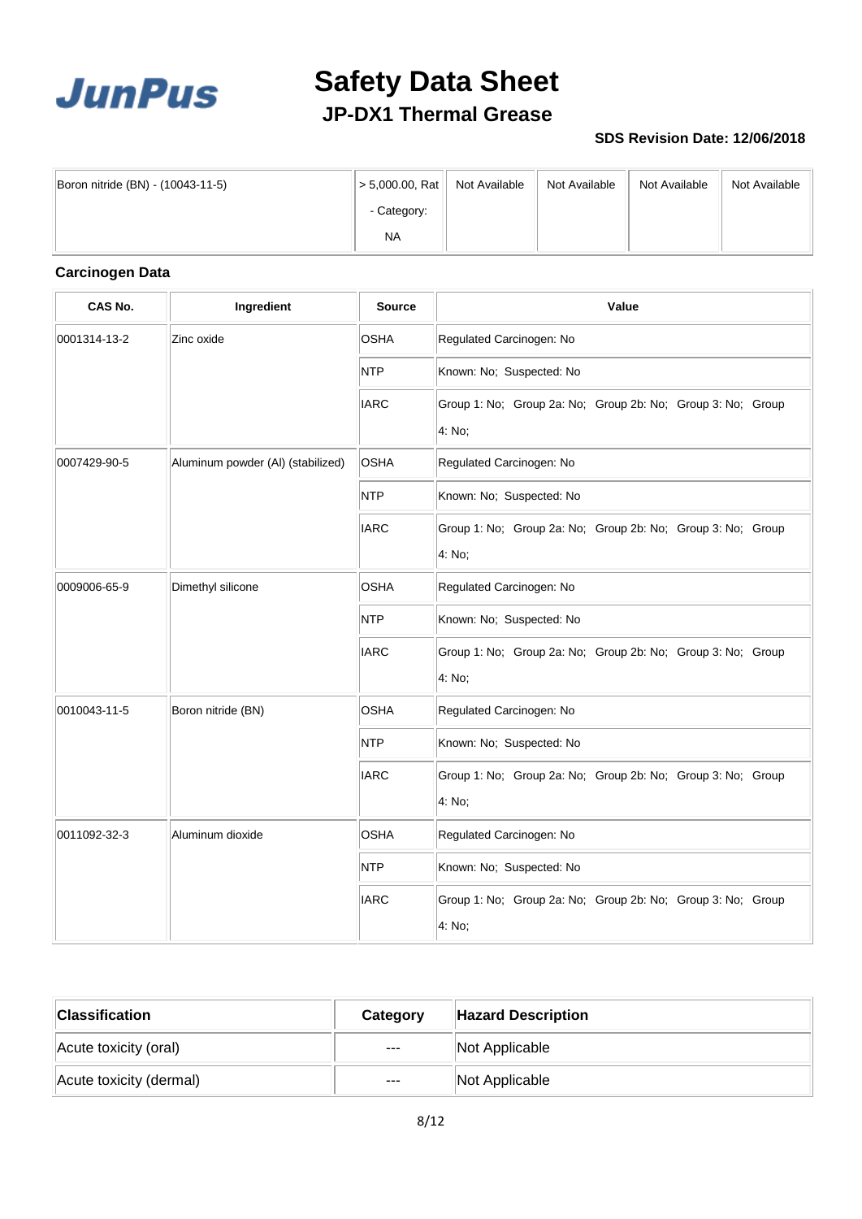| Boron nitride (BN) - (10043-11-5) | > 5,000.00, Rat - Category: NA | Not Available | Not Available | Not Available | Not Available |
|---|---|---|---|---|---|

**Carcinogen Data**

| CAS No. | Ingredient | Source | Value |
|---|---|---|---|
| 0001314-13-2 | Zinc oxide | OSHA | Regulated Carcinogen: No |
| | | NTP | Known: No; Suspected: No |
| | | IARC | Group 1: No; Group 2a: No; Group 2b: No; Group 3: No; Group 4: No; |
| 0007429-90-5 | Aluminum powder (Al) (stabilized) | OSHA | Regulated Carcinogen: No |
| | | NTP | Known: No; Suspected: No |
| | | IARC | Group 1: No; Group 2a: No; Group 2b: No; Group 3: No; Group 4: No; |
| 0009006-65-9 | Dimethyl silicone | OSHA | Regulated Carcinogen: No |
| | | NTP | Known: No; Suspected: No |
| | | IARC | Group 1: No; Group 2a: No; Group 2b: No; Group 3: No; Group 4: No; |
| 0010043-11-5 | Boron nitride (BN) | OSHA | Regulated Carcinogen: No |
| | | NTP | Known: No; Suspected: No |
| | | IARC | Group 1: No; Group 2a: No; Group 2b: No; Group 3: No; Group 4: No; |
| 0011092-32-3 | Aluminum dioxide | OSHA | Regulated Carcinogen: No |
| | | NTP | Known: No; Suspected: No |
| | | IARC | Group 1: No; Group 2a: No; Group 2b: No; Group 3: No; Group 4: No; |

| Classification | Category | Hazard Description |
|---|---|---|
| Acute toxicity (oral) | --- | Not Applicable |
| Acute toxicity (dermal) | --- | Not Applicable |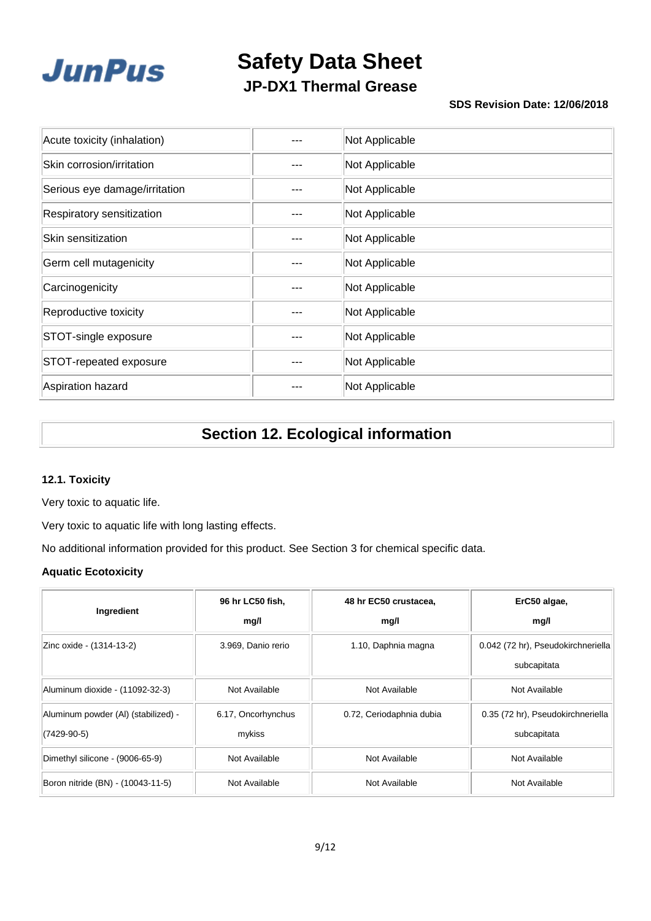| Acute toxicity (inhalation) | --- | Not Applicable |
|---|---|---|
| Skin corrosion/irritation | --- | Not Applicable |
| Serious eye damage/irritation | --- | Not Applicable |
| Respiratory sensitization | --- | Not Applicable |
| Skin sensitization | --- | Not Applicable |
| Germ cell mutagenicity | --- | Not Applicable |
| Carcinogenicity | --- | Not Applicable |
| Reproductive toxicity | --- | Not Applicable |
| STOT-single exposure | --- | Not Applicable |
| STOT-repeated exposure | --- | Not Applicable |
| Aspiration hazard | --- | Not Applicable |

## Section 12. Ecological information

### 12.1. Toxicity

Very toxic to aquatic life.

Very toxic to aquatic life with long lasting effects.

No additional information provided for this product. See Section 3 for chemical specific data.

### Aquatic Ecotoxicity

| Ingredient | 96 hr LC50 fish, mg/l | 48 hr EC50 crustacea, mg/l | ErC50 algae, mg/l |
|---|---|---|---|
| Zinc oxide - (1314-13-2) | 3.969, Danio rerio | 1.10, Daphnia magna | 0.042 (72 hr), Pseudokirchneriella subcapitata |
| Aluminum dioxide - (11092-32-3) | Not Available | Not Available | Not Available |
| Aluminum powder (Al) (stabilized) - (7429-90-5) | 6.17, Oncorhynchus mykiss | 0.72, Ceriodaphnia dubia | 0.35 (72 hr), Pseudokirchneriella subcapitata |
| Dimethyl silicone - (9006-65-9) | Not Available | Not Available | Not Available |
| Boron nitride (BN) - (10043-11-5) | Not Available | Not Available | Not Available |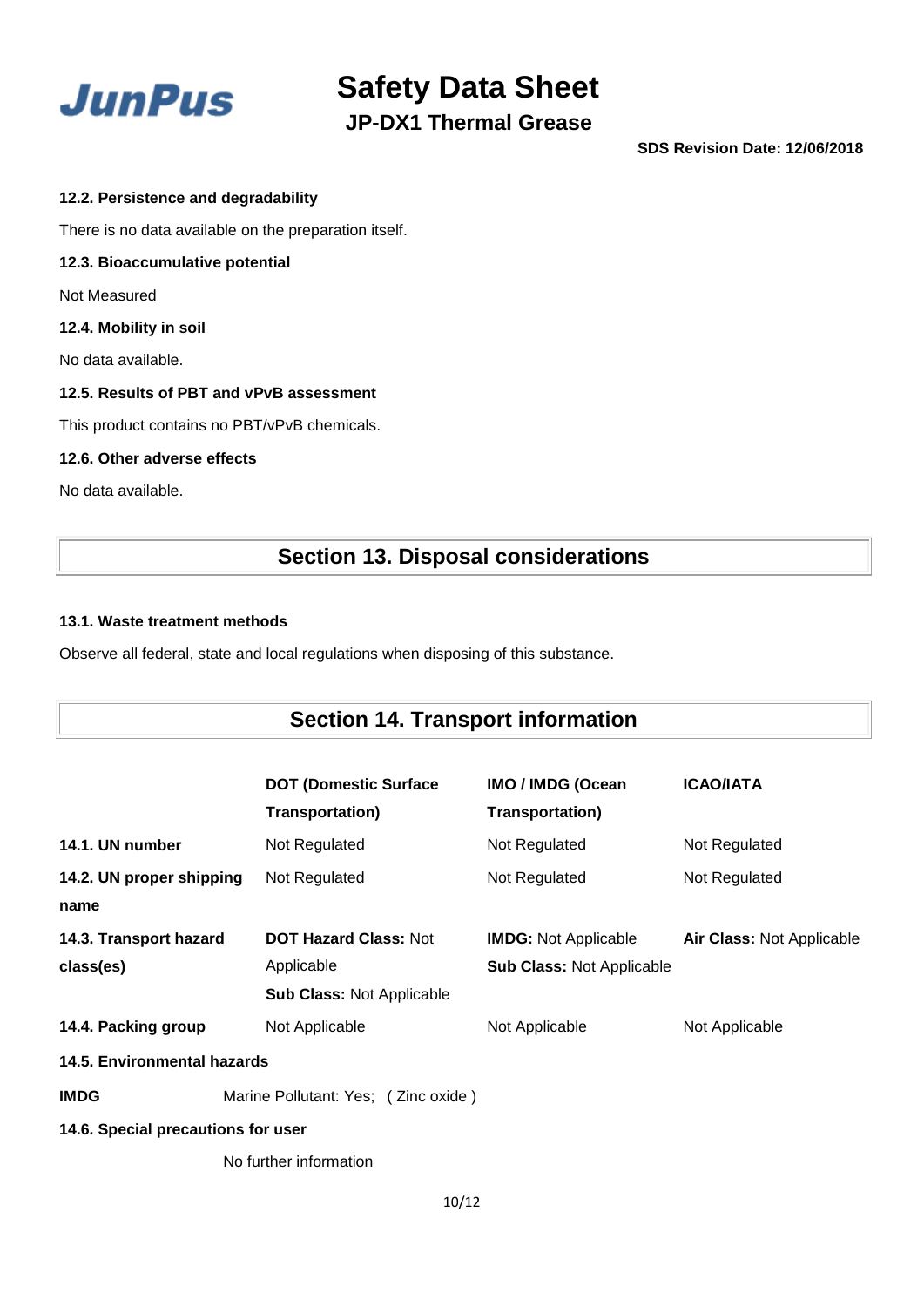#### 12.2. Persistence and degradability

There is no data available on the preparation itself.

#### 12.3. Bioaccumulative potential

Not Measured

#### 12.4. Mobility in soil

No data available.

#### 12.5. Results of PBT and vPvB assessment

This product contains no PBT/vPvB chemicals.

#### 12.6. Other adverse effects

No data available.

## Section 13. Disposal considerations

#### 13.1. Waste treatment methods

Observe all federal, state and local regulations when disposing of this substance.

## Section 14. Transport information

| | DOT (Domestic Surface Transportation) | IMO / IMDG (Ocean Transportation) | ICAO/IATA |
|---|---|---|---|
| **14.1. UN number** | Not Regulated | Not Regulated | Not Regulated |
| **14.2. UN proper shipping name** | Not Regulated | Not Regulated | Not Regulated |
| **14.3. Transport hazard class(es)** | **DOT Hazard Class:** Not Applicable<br>**Sub Class:** Not Applicable | **IMDG:** Not Applicable<br>**Sub Class:** Not Applicable | **Air Class:** Not Applicable |
| **14.4. Packing group** | Not Applicable | Not Applicable | Not Applicable |

#### 14.5. Environmental hazards

**IMDG** Marine Pollutant: Yes; ( Zinc oxide )

#### 14.6. Special precautions for user

No further information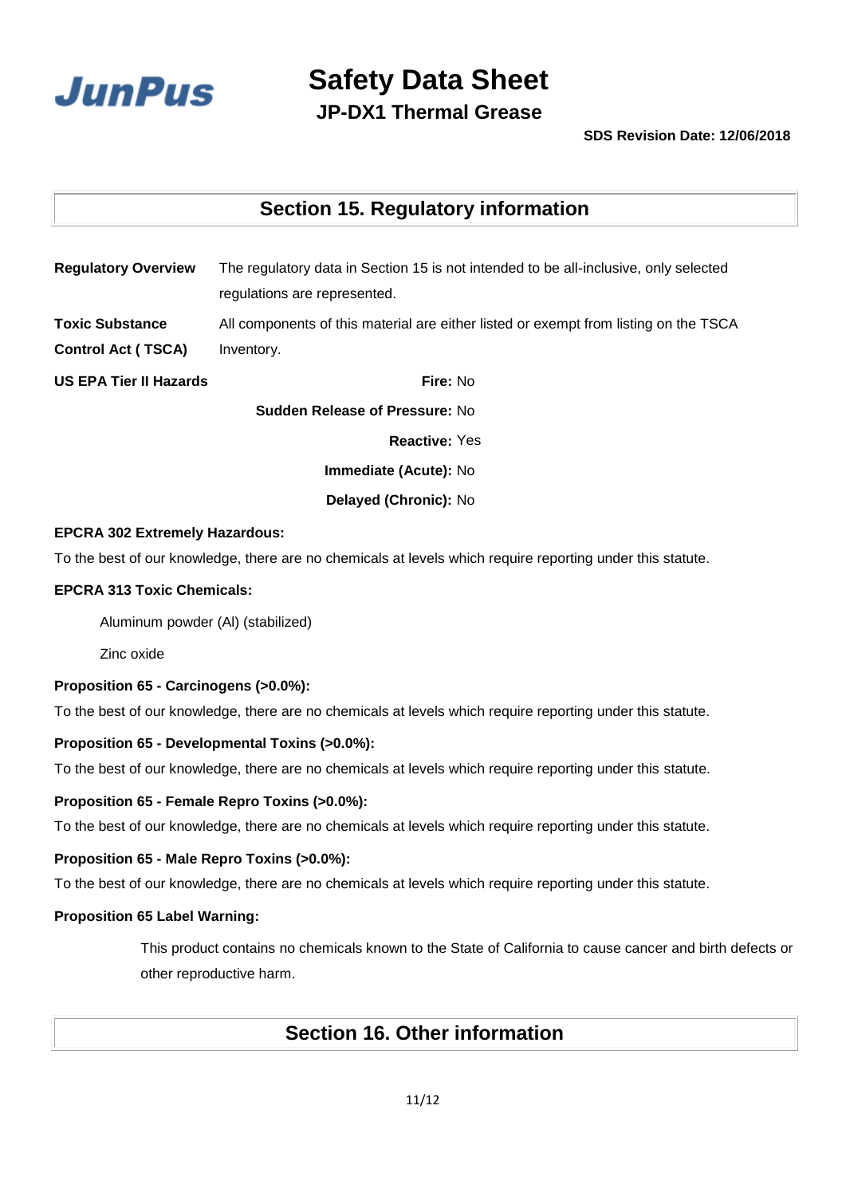## Section 15. Regulatory information

**Regulatory Overview** The regulatory data in Section 15 is not intended to be all-inclusive, only selected regulations are represented.

**Toxic Substance Control Act ( TSCA)** All components of this material are either listed or exempt from listing on the TSCA Inventory.

**US EPA Tier II Hazards**

**Fire:** No

**Sudden Release of Pressure:** No

**Reactive:** Yes

**Immediate (Acute):** No

**Delayed (Chronic):** No

**EPCRA 302 Extremely Hazardous:**

To the best of our knowledge, there are no chemicals at levels which require reporting under this statute.

**EPCRA 313 Toxic Chemicals:**

Aluminum powder (Al) (stabilized)

Zinc oxide

**Proposition 65 - Carcinogens (>0.0%):**

To the best of our knowledge, there are no chemicals at levels which require reporting under this statute.

**Proposition 65 - Developmental Toxins (>0.0%):**

To the best of our knowledge, there are no chemicals at levels which require reporting under this statute.

**Proposition 65 - Female Repro Toxins (>0.0%):**

To the best of our knowledge, there are no chemicals at levels which require reporting under this statute.

**Proposition 65 - Male Repro Toxins (>0.0%):**

To the best of our knowledge, there are no chemicals at levels which require reporting under this statute.

**Proposition 65 Label Warning:**

This product contains no chemicals known to the State of California to cause cancer and birth defects or other reproductive harm.

## Section 16. Other information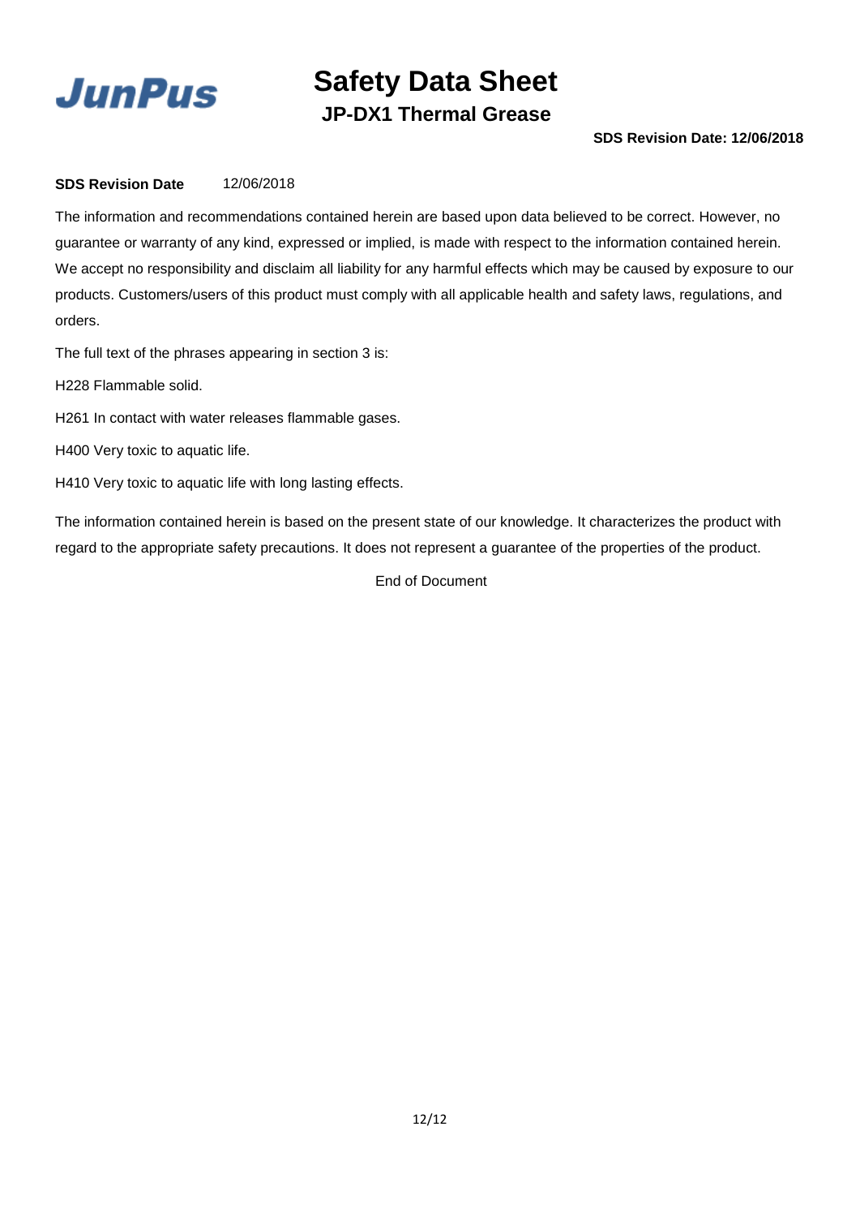**SDS Revision Date** 12/06/2018

The information and recommendations contained herein are based upon data believed to be correct. However, no guarantee or warranty of any kind, expressed or implied, is made with respect to the information contained herein. We accept no responsibility and disclaim all liability for any harmful effects which may be caused by exposure to our products. Customers/users of this product must comply with all applicable health and safety laws, regulations, and orders.

The full text of the phrases appearing in section 3 is:

H228 Flammable solid.

H261 In contact with water releases flammable gases.

H400 Very toxic to aquatic life.

H410 Very toxic to aquatic life with long lasting effects.

The information contained herein is based on the present state of our knowledge. It characterizes the product with regard to the appropriate safety precautions. It does not represent a guarantee of the properties of the product.

End of Document